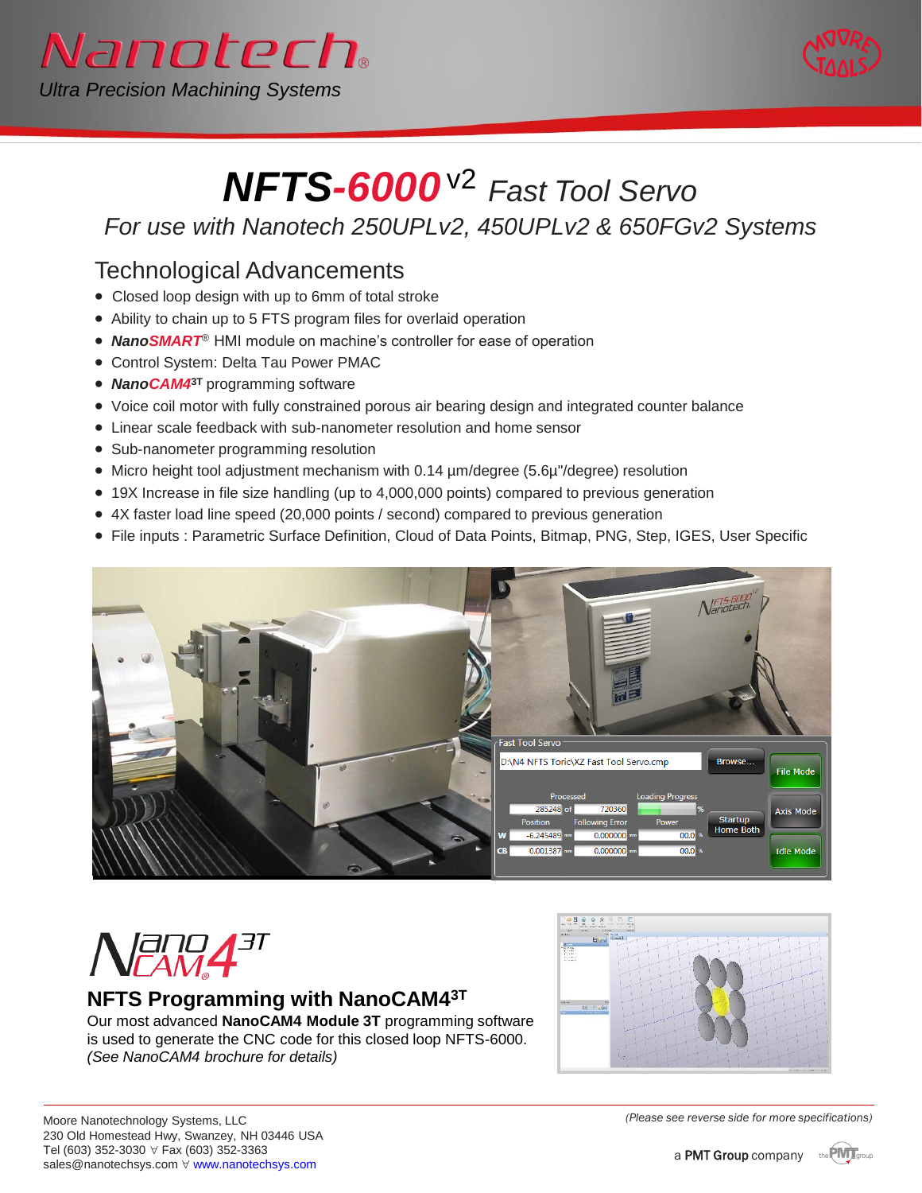# Nanotech®

*Ultra Precision Machining Systems*

# NFTS-6000 v2 *Fast Tool Servo*

*For use with Nanotech 250UPLv2, 450UPLv2 & 650FGv2 Systems*

## Technological Advancements

- Closed loop design with up to 6mm of total stroke
- Ability to chain up to 5 FTS program files for overlaid operation
- ***NanoSMART***® HMI module on machine's controller for ease of operation
- Control System: Delta Tau Power PMAC
- ***NanoCAM4***3T programming software
- Voice coil motor with fully constrained porous air bearing design and integrated counter balance
- Linear scale feedback with sub-nanometer resolution and home sensor
- Sub-nanometer programming resolution
- Micro height tool adjustment mechanism with 0.14 µm/degree (5.6µ"/degree) resolution
- 19X Increase in file size handling (up to 4,000,000 points) compared to previous generation
- 4X faster load line speed (20,000 points / second) compared to previous generation
- File inputs : Parametric Surface Definition, Cloud of Data Points, Bitmap, PNG, Step, IGES, User Specific

## NFTS Programming with NanoCAM43T

Our most advanced **NanoCAM4 Module 3T** programming software is used to generate the CNC code for this closed loop NFTS-6000. *(See NanoCAM4 brochure for details)*

*(Please see reverse side for more specifications)*

Moore Nanotechnology Systems, LLC
230 Old Homestead Hwy, Swanzey, NH 03446 USA
Tel (603) 352-3030 ∀ Fax (603) 352-3363
sales@nanotechsys.com ∀ www.nanotechsys.com

a **PMT Group** company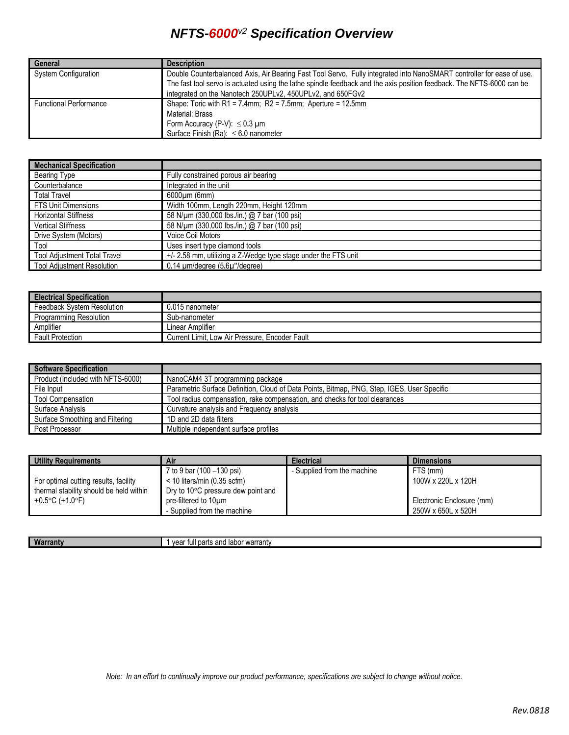# *NFTS-6000*$^{v2}$ *Specification Overview*

| General | Description |
|---|---|
| System Configuration | Double Counterbalanced Axis, Air Bearing Fast Tool Servo. Fully integrated into NanoSMART controller for ease of use. The fast tool servo is actuated using the lathe spindle feedback and the axis position feedback. The NFTS-6000 can be integrated on the Nanotech 250UPLv2, 450UPLv2, and 650FGv2 |
| Functional Performance | Shape: Toric with R1 = 7.4mm; R2 = 7.5mm; Aperture = 12.5mm<br>Material: Brass<br>Form Accuracy (P-V): ≤ 0.3 µm<br>Surface Finish (Ra): ≤ 6.0 nanometer |

| Mechanical Specification | |
|---|---|
| Bearing Type | Fully constrained porous air bearing |
| Counterbalance | Integrated in the unit |
| Total Travel | 6000µm (6mm) |
| FTS Unit Dimensions | Width 100mm, Length 220mm, Height 120mm |
| Horizontal Stiffness | 58 N/µm (330,000 lbs./in.) @ 7 bar (100 psi) |
| Vertical Stiffness | 58 N/µm (330,000 lbs./in.) @ 7 bar (100 psi) |
| Drive System (Motors) | Voice Coil Motors |
| Tool | Uses insert type diamond tools |
| Tool Adjustment Total Travel | +/- 2.58 mm, utilizing a Z-Wedge type stage under the FTS unit |
| Tool Adjustment Resolution | 0.14 µm/degree (5.6µ"/degree) |

| Electrical Specification | |
|---|---|
| Feedback System Resolution | 0.015 nanometer |
| Programming Resolution | Sub-nanometer |
| Amplifier | Linear Amplifier |
| Fault Protection | Current Limit, Low Air Pressure, Encoder Fault |

| Software Specification | |
|---|---|
| Product (Included with NFTS-6000) | NanoCAM4 3T programming package |
| File Input | Parametric Surface Definition, Cloud of Data Points, Bitmap, PNG, Step, IGES, User Specific |
| Tool Compensation | Tool radius compensation, rake compensation, and checks for tool clearances |
| Surface Analysis | Curvature analysis and Frequency analysis |
| Surface Smoothing and Filtering | 1D and 2D data filters |
| Post Processor | Multiple independent surface profiles |

| Utility Requirements | Air | Electrical | Dimensions |
|---|---|---|---|
| For optimal cutting results, facility thermal stability should be held within ±0.5°C (±1.0°F) | 7 to 9 bar (100 –130 psi)<br>< 10 liters/min (0.35 scfm)<br>Dry to 10°C pressure dew point and pre-filtered to 10µm<br>- Supplied from the machine | - Supplied from the machine | FTS (mm)<br>100W x 220L x 120H<br><br>Electronic Enclosure (mm)<br>250W x 650L x 520H |

| Warranty | 1 year full parts and labor warranty |
|---|---|

*Note: In an effort to continually improve our product performance, specifications are subject to change without notice.*

*Rev.0818*